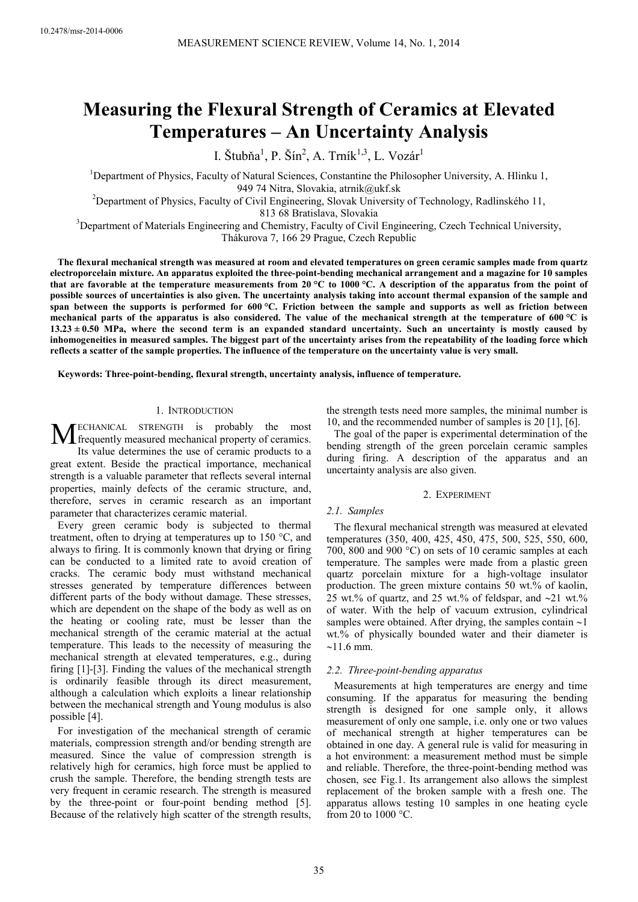# Measuring the Flexural Strength of Ceramics at Elevated Temperatures – An Uncertainty Analysis

I. Štubňa[1], P. Šín[2], A. Trník[1,3], L. Vozár[1]

[1]Department of Physics, Faculty of Natural Sciences, Constantine the Philosopher University, A. Hlinku 1, 949 74 Nitra, Slovakia, atrnik@ukf.sk

[2]Department of Physics, Faculty of Civil Engineering, Slovak University of Technology, Radlinského 11, 813 68 Bratislava, Slovakia

[3]Department of Materials Engineering and Chemistry, Faculty of Civil Engineering, Czech Technical University, Thákurova 7, 166 29 Prague, Czech Republic

**The flexural mechanical strength was measured at room and elevated temperatures on green ceramic samples made from quartz electroporcelain mixture. An apparatus exploited the three-point-bending mechanical arrangement and a magazine for 10 samples that are favorable at the temperature measurements from 20 °C to 1000 °C. A description of the apparatus from the point of possible sources of uncertainties is also given. The uncertainty analysis taking into account thermal expansion of the sample and span between the supports is performed for 600 °C. Friction between the sample and supports as well as friction between mechanical parts of the apparatus is also considered. The value of the mechanical strength at the temperature of 600 °C is 13.23 ± 0.50 MPa, where the second term is an expanded standard uncertainty. Such an uncertainty is mostly caused by inhomogeneities in measured samples. The biggest part of the uncertainty arises from the repeatability of the loading force which reflects a scatter of the sample properties. The influence of the temperature on the uncertainty value is very small.**

**Keywords: Three-point-bending, flexural strength, uncertainty analysis, influence of temperature.**

## 1. Introduction

Mechanical strength is probably the most frequently measured mechanical property of ceramics. Its value determines the use of ceramic products to a great extent. Beside the practical importance, mechanical strength is a valuable parameter that reflects several internal properties, mainly defects of the ceramic structure, and, therefore, serves in ceramic research as an important parameter that characterizes ceramic material.

Every green ceramic body is subjected to thermal treatment, often to drying at temperatures up to 150 °C, and always to firing. It is commonly known that drying or firing can be conducted to a limited rate to avoid creation of cracks. The ceramic body must withstand mechanical stresses generated by temperature differences between different parts of the body without damage. These stresses, which are dependent on the shape of the body as well as on the heating or cooling rate, must be lesser than the mechanical strength of the ceramic material at the actual temperature. This leads to the necessity of measuring the mechanical strength at elevated temperatures, e.g., during firing [1]-[3]. Finding the values of the mechanical strength is ordinarily feasible through its direct measurement, although a calculation which exploits a linear relationship between the mechanical strength and Young modulus is also possible [4].

For investigation of the mechanical strength of ceramic materials, compression strength and/or bending strength are measured. Since the value of compression strength is relatively high for ceramics, high force must be applied to crush the sample. Therefore, the bending strength tests are very frequent in ceramic research. The strength is measured by the three-point or four-point bending method [5]. Because of the relatively high scatter of the strength results, the strength tests need more samples, the minimal number is 10, and the recommended number of samples is 20 [1], [6].

The goal of the paper is experimental determination of the bending strength of the green porcelain ceramic samples during firing. A description of the apparatus and an uncertainty analysis are also given.

## 2. Experiment

### 2.1. Samples

The flexural mechanical strength was measured at elevated temperatures (350, 400, 425, 450, 475, 500, 525, 550, 600, 700, 800 and 900 °C) on sets of 10 ceramic samples at each temperature. The samples were made from a plastic green quartz porcelain mixture for a high-voltage insulator production. The green mixture contains 50 wt.% of kaolin, 25 wt.% of quartz, and 25 wt.% of feldspar, and ~21 wt.% of water. With the help of vacuum extrusion, cylindrical samples were obtained. After drying, the samples contain ~1 wt.% of physically bounded water and their diameter is ~11.6 mm.

### 2.2. Three-point-bending apparatus

Measurements at high temperatures are energy and time consuming. If the apparatus for measuring the bending strength is designed for one sample only, it allows measurement of only one sample, i.e. only one or two values of mechanical strength at higher temperatures can be obtained in one day. A general rule is valid for measuring in a hot environment: a measurement method must be simple and reliable. Therefore, the three-point-bending method was chosen, see Fig.1. Its arrangement also allows the simplest replacement of the broken sample with a fresh one. The apparatus allows testing 10 samples in one heating cycle from 20 to 1000 °C.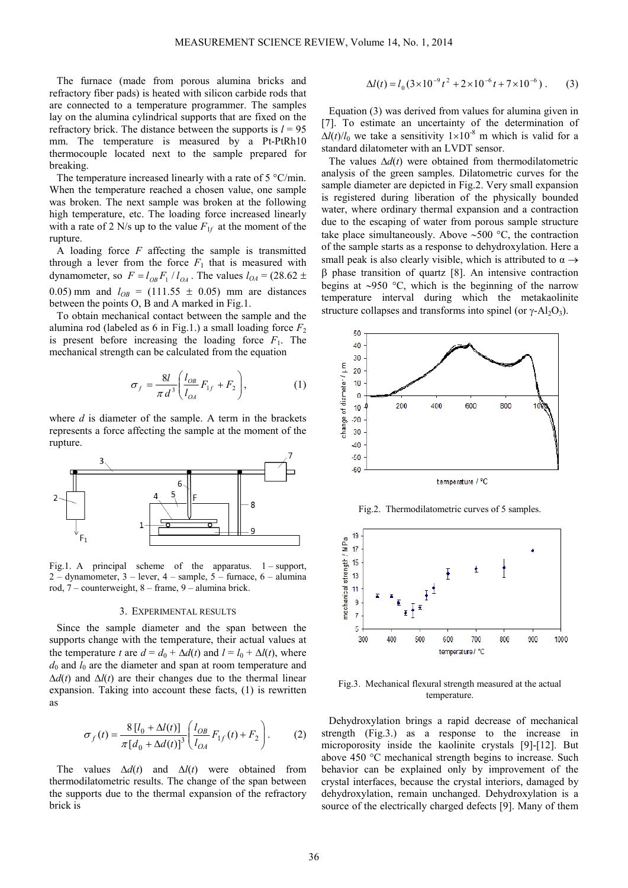The furnace (made from porous alumina bricks and refractory fiber pads) is heated with silicon carbide rods that are connected to a temperature programmer. The samples lay on the alumina cylindrical supports that are fixed on the refractory brick. The distance between the supports is $l$ = 95 mm. The temperature is measured by a Pt-PtRh10 thermocouple located next to the sample prepared for breaking.

The temperature increased linearly with a rate of 5 °C/min. When the temperature reached a chosen value, one sample was broken. The next sample was broken at the following high temperature, etc. The loading force increased linearly with a rate of 2 N/s up to the value $F_{1f}$ at the moment of the rupture.

A loading force $F$ affecting the sample is transmitted through a lever from the force $F_1$ that is measured with dynamometer, so $F = l_{OB}F_1/l_{OA}$. The values $l_{OA}$ = (28.62 ± 0.05) mm and $l_{OB}$ = (111.55 ± 0.05) mm are distances between the points O, B and A marked in Fig.1.

To obtain mechanical contact between the sample and the alumina rod (labeled as 6 in Fig.1.) a small loading force $F_2$ is present before increasing the loading force $F_1$. The mechanical strength can be calculated from the equation

$$\sigma_f = \frac{8l}{\pi d^3}\left(\frac{l_{OB}}{l_{OA}}F_{1f} + F_2\right), \qquad (1)$$

where $d$ is diameter of the sample. A term in the brackets represents a force affecting the sample at the moment of the rupture.

Fig.1. A principal scheme of the apparatus. 1 – support, 2 – dynamometer, 3 – lever, 4 – sample, 5 – furnace, 6 – alumina rod, 7 – counterweight, 8 – frame, 9 – alumina brick.

## 3. EXPERIMENTAL RESULTS

Since the sample diameter and the span between the supports change with the temperature, their actual values at the temperature $t$ are $d = d_0 + \Delta d(t)$ and $l = l_0 + \Delta l(t)$, where $d_0$ and $l_0$ are the diameter and span at room temperature and $\Delta d(t)$ and $\Delta l(t)$ are their changes due to the thermal linear expansion. Taking into account these facts, (1) is rewritten as

$$\sigma_f(t) = \frac{8\,[l_0 + \Delta l(t)]}{\pi\,[d_0 + \Delta d(t)]^3}\left(\frac{l_{OB}}{l_{OA}}F_{1f}(t) + F_2\right). \qquad (2)$$

The values $\Delta d(t)$ and $\Delta l(t)$ were obtained from thermodilatometric results. The change of the span between the supports due to the thermal expansion of the refractory brick is

$$\Delta l(t) = l_0\,(3\times10^{-9}\,t^2 + 2\times10^{-6}\,t + 7\times10^{-6})\,. \qquad (3)$$

Equation (3) was derived from values for alumina given in [7]. To estimate an uncertainty of the determination of $\Delta l(t)/l_0$ we take a sensitivity $1\times10^{-8}$ m which is valid for a standard dilatometer with an LVDT sensor.

The values $\Delta d(t)$ were obtained from thermodilatometric analysis of the green samples. Dilatometric curves for the sample diameter are depicted in Fig.2. Very small expansion is registered during liberation of the physically bounded water, where ordinary thermal expansion and a contraction due to the escaping of water from porous sample structure take place simultaneously. Above ~500 °C, the contraction of the sample starts as a response to dehydroxylation. Here a small peak is also clearly visible, which is attributed to α → β phase transition of quartz [8]. An intensive contraction begins at ~950 °C, which is the beginning of the narrow temperature interval during which the metakaolinite structure collapses and transforms into spinel (or γ-$Al_2O_3$).

Fig.2. Thermodilatometric curves of 5 samples.

Fig.3. Mechanical flexural strength measured at the actual temperature.

Dehydroxylation brings a rapid decrease of mechanical strength (Fig.3.) as a response to the increase in microporosity inside the kaolinite crystals [9]-[12]. But above 450 °C mechanical strength begins to increase. Such behavior can be explained only by improvement of the crystal interfaces, because the crystal interiors, damaged by dehydroxylation, remain unchanged. Dehydroxylation is a source of the electrically charged defects [9]. Many of them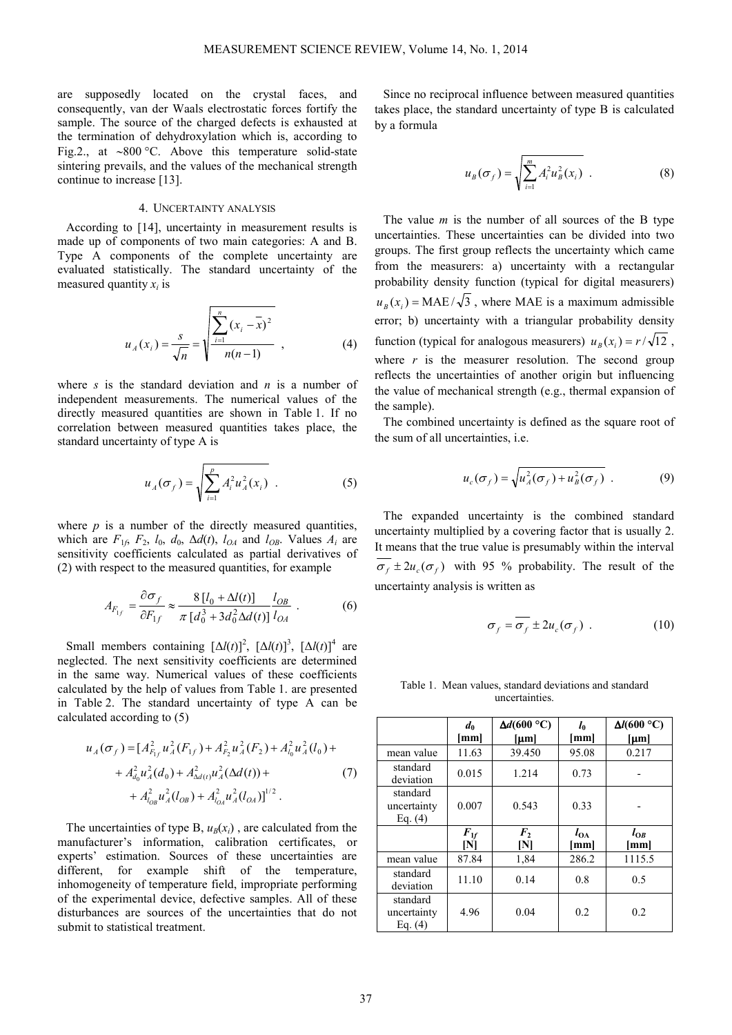are supposedly located on the crystal faces, and consequently, van der Waals electrostatic forces fortify the sample. The source of the charged defects is exhausted at the termination of dehydroxylation which is, according to Fig.2., at ~800 °C. Above this temperature solid-state sintering prevails, and the values of the mechanical strength continue to increase [13].

## 4. Uncertainty analysis

According to [14], uncertainty in measurement results is made up of components of two main categories: A and B. Type A components of the complete uncertainty are evaluated statistically. The standard uncertainty of the measured quantity $x_i$ is

$$u_A(x_i) = \frac{s}{\sqrt{n}} = \sqrt{\frac{\sum_{i=1}^{n}(x_i - \bar{x})^2}{n(n-1)}} \quad , \tag{4}$$

where $s$ is the standard deviation and $n$ is a number of independent measurements. The numerical values of the directly measured quantities are shown in Table 1. If no correlation between measured quantities takes place, the standard uncertainty of type A is

$$u_A(\sigma_f) = \sqrt{\sum_{i=1}^{p} A_i^2 u_A^2(x_i)} \quad . \tag{5}$$

where $p$ is a number of the directly measured quantities, which are $F_{1f}$, $F_2$, $l_0$, $d_0$, $\Delta d(t)$, $l_{OA}$ and $l_{OB}$. Values $A_i$ are sensitivity coefficients calculated as partial derivatives of (2) with respect to the measured quantities, for example

$$A_{F_{1f}} = \frac{\partial \sigma_f}{\partial F_{1f}} \approx \frac{8\,[l_0 + \Delta l(t)]}{\pi\,[d_0^3 + 3d_0^2 \Delta d(t)]} \frac{l_{OB}}{l_{OA}} \quad . \tag{6}$$

Small members containing $[\Delta l(t)]^2$, $[\Delta l(t)]^3$, $[\Delta l(t)]^4$ are neglected. The next sensitivity coefficients are determined in the same way. Numerical values of these coefficients calculated by the help of values from Table 1. are presented in Table 2. The standard uncertainty of type A can be calculated according to (5)

$$\begin{aligned} u_A(\sigma_f) = [&A_{F_{1f}}^2 u_A^2(F_{1f}) + A_{F_2}^2 u_A^2(F_2) + A_{l_0}^2 u_A^2(l_0) + \\ &+ A_{d_0}^2 u_A^2(d_0) + A_{\Delta d(t)}^2 u_A^2(\Delta d(t)) + \\ &+ A_{l_{OB}}^2 u_A^2(l_{OB}) + A_{l_{OA}}^2 u_A^2(l_{OA})]^{1/2} \; . \end{aligned} \tag{7}$$

The uncertainties of type B, $u_B(x_i)$ , are calculated from the manufacturer's information, calibration certificates, or experts' estimation. Sources of these uncertainties are different, for example shift of the temperature, inhomogeneity of temperature field, impropriate performing of the experimental device, defective samples. All of these disturbances are sources of the uncertainties that do not submit to statistical treatment.

Since no reciprocal influence between measured quantities takes place, the standard uncertainty of type B is calculated by a formula

$$u_B(\sigma_f) = \sqrt{\sum_{i=1}^{m} A_i^2 u_B^2(x_i)} \quad . \tag{8}$$

The value $m$ is the number of all sources of the B type uncertainties. These uncertainties can be divided into two groups. The first group reflects the uncertainty which came from the measurers: a) uncertainty with a rectangular probability density function (typical for digital measurers) $u_B(x_i) = \mathrm{MAE}/\sqrt{3}$ , where MAE is a maximum admissible error; b) uncertainty with a triangular probability density function (typical for analogous measurers) $u_B(x_i) = r/\sqrt{12}$ , where $r$ is the measurer resolution. The second group reflects the uncertainties of another origin but influencing the value of mechanical strength (e.g., thermal expansion of the sample).

The combined uncertainty is defined as the square root of the sum of all uncertainties, i.e.

$$u_c(\sigma_f) = \sqrt{u_A^2(\sigma_f) + u_B^2(\sigma_f)} \quad . \tag{9}$$

The expanded uncertainty is the combined standard uncertainty multiplied by a covering factor that is usually 2. It means that the true value is presumably within the interval $\overline{\sigma_f} \pm 2u_c(\sigma_f)$ with 95 % probability. The result of the uncertainty analysis is written as

$$\sigma_f = \overline{\sigma_f} \pm 2u_c(\sigma_f) \quad . \tag{10}$$

Table 1. Mean values, standard deviations and standard uncertainties.

| | $d_0$ [mm] | $\Delta d$(600 °C) [μm] | $l_0$ [mm] | $\Delta l$(600 °C) [μm] |
|---|---|---|---|---|
| mean value | 11.63 | 39.450 | 95.08 | 0.217 |
| standard deviation | 0.015 | 1.214 | 0.73 | - |
| standard uncertainty Eq. (4) | 0.007 | 0.543 | 0.33 | - |
| | $F_{1f}$ [N] | $F_2$ [N] | $l_{OA}$ [mm] | $l_{OB}$ [mm] |
| mean value | 87.84 | 1,84 | 286.2 | 1115.5 |
| standard deviation | 11.10 | 0.14 | 0.8 | 0.5 |
| standard uncertainty Eq. (4) | 4.96 | 0.04 | 0.2 | 0.2 |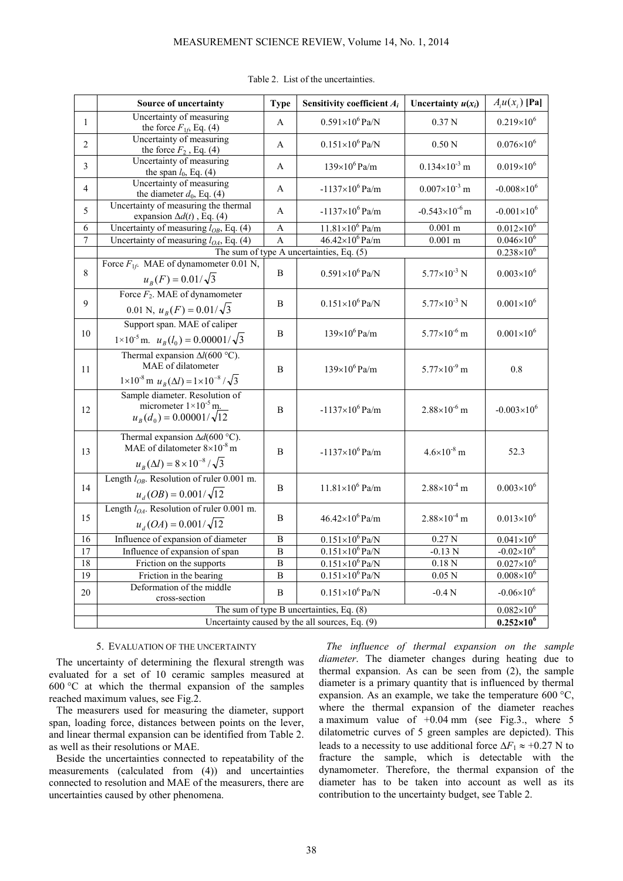Table 2. List of the uncertainties.

| | Source of uncertainty | Type | Sensitivity coefficient $A_i$ | Uncertainty $u(x_i)$ | $A_i u(x_i)$ [Pa] |
|---|---|---|---|---|---|
| 1 | Uncertainty of measuring the force $F_{1f}$, Eq. (4) | A | $0.591\times10^6$ Pa/N | 0.37 N | $0.219\times10^6$ |
| 2 | Uncertainty of measuring the force $F_2$ , Eq. (4) | A | $0.151\times10^6$ Pa/N | 0.50 N | $0.076\times10^6$ |
| 3 | Uncertainty of measuring the span $l_0$, Eq. (4) | A | $139\times10^6$ Pa/m | $0.134\times10^{-3}$ m | $0.019\times10^6$ |
| 4 | Uncertainty of measuring the diameter $d_0$, Eq. (4) | A | $-1137\times10^6$ Pa/m | $0.007\times10^{-3}$ m | $-0.008\times10^6$ |
| 5 | Uncertainty of measuring the thermal expansion $\Delta d(t)$ , Eq. (4) | A | $-1137\times10^6$ Pa/m | $-0.543\times10^{-6}$ m | $-0.001\times10^6$ |
| 6 | Uncertainty of measuring $l_{OB}$, Eq. (4) | A | $11.81\times10^6$ Pa/m | 0.001 m | $0.012\times10^6$ |
| 7 | Uncertainty of measuring $l_{OA}$, Eq. (4) | A | $46.42\times10^6$ Pa/m | 0.001 m | $0.046\times10^6$ |
| | The sum of type A uncertainties, Eq. (5) | | | | $0.238\times10^6$ |
| 8 | Force $F_{1f}$. MAE of dynamometer 0.01 N, $u_B(F) = 0.01/\sqrt{3}$ | B | $0.591\times10^6$ Pa/N | $5.77\times10^{-3}$ N | $0.003\times10^6$ |
| 9 | Force $F_2$. MAE of dynamometer 0.01 N, $u_B(F) = 0.01/\sqrt{3}$ | B | $0.151\times10^6$ Pa/N | $5.77\times10^{-3}$ N | $0.001\times10^6$ |
| 10 | Support span. MAE of caliper $1\times10^{-5}$ m. $u_B(l_0) = 0.00001/\sqrt{3}$ | B | $139\times10^6$ Pa/m | $5.77\times10^{-6}$ m | $0.001\times10^6$ |
| 11 | Thermal expansion $\Delta l$(600 °C). MAE of dilatometer $1\times10^{-8}$ m $u_B(\Delta l) = 1\times10^{-8}/\sqrt{3}$ | B | $139\times10^6$ Pa/m | $5.77\times10^{-9}$ m | 0.8 |
| 12 | Sample diameter. Resolution of micrometer $1\times10^{-5}$ m. $u_B(d_0) = 0.00001/\sqrt{12}$ | B | $-1137\times10^6$ Pa/m | $2.88\times10^{-6}$ m | $-0.003\times10^6$ |
| 13 | Thermal expansion $\Delta d$(600 °C). MAE of dilatometer $8\times10^{-8}$ m $u_B(\Delta l) = 8\times10^{-8}/\sqrt{3}$ | B | $-1137\times10^6$ Pa/m | $4.6\times10^{-8}$ m | 52.3 |
| 14 | Length $l_{OB}$. Resolution of ruler 0.001 m. $u_d(OB) = 0.001/\sqrt{12}$ | B | $11.81\times10^6$ Pa/m | $2.88\times10^{-4}$ m | $0.003\times10^6$ |
| 15 | Length $l_{OA}$. Resolution of ruler 0.001 m. $u_d(OA) = 0.001/\sqrt{12}$ | B | $46.42\times10^6$ Pa/m | $2.88\times10^{-4}$ m | $0.013\times10^6$ |
| 16 | Influence of expansion of diameter | B | $0.151\times10^6$ Pa/N | 0.27 N | $0.041\times10^6$ |
| 17 | Influence of expansion of span | B | $0.151\times10^6$ Pa/N | -0.13 N | $-0.02\times10^6$ |
| 18 | Friction on the supports | B | $0.151\times10^6$ Pa/N | 0.18 N | $0.027\times10^6$ |
| 19 | Friction in the bearing | B | $0.151\times10^6$ Pa/N | 0.05 N | $0.008\times10^6$ |
| 20 | Deformation of the middle cross-section | B | $0.151\times10^6$ Pa/N | -0.4 N | $-0.06\times10^6$ |
| | The sum of type B uncertainties, Eq. (8) | | | | $0.082\times10^6$ |
| | Uncertainty caused by the all sources, Eq. (9) | | | | **$0.252\times10^6$** |

## 5. EVALUATION OF THE UNCERTAINTY

The uncertainty of determining the flexural strength was evaluated for a set of 10 ceramic samples measured at 600 °C at which the thermal expansion of the samples reached maximum values, see Fig.2.

The measurers used for measuring the diameter, support span, loading force, distances between points on the lever, and linear thermal expansion can be identified from Table 2. as well as their resolutions or MAE.

Beside the uncertainties connected to repeatability of the measurements (calculated from (4)) and uncertainties connected to resolution and MAE of the measurers, there are uncertainties caused by other phenomena.

*The influence of thermal expansion on the sample diameter*. The diameter changes during heating due to thermal expansion. As can be seen from (2), the sample diameter is a primary quantity that is influenced by thermal expansion. As an example, we take the temperature 600 °C, where the thermal expansion of the diameter reaches a maximum value of +0.04 mm (see Fig.3., where 5 dilatometric curves of 5 green samples are depicted). This leads to a necessity to use additional force $\Delta F_1 \approx +0.27$ N to fracture the sample, which is detectable with the dynamometer. Therefore, the thermal expansion of the diameter has to be taken into account as well as its contribution to the uncertainty budget, see Table 2.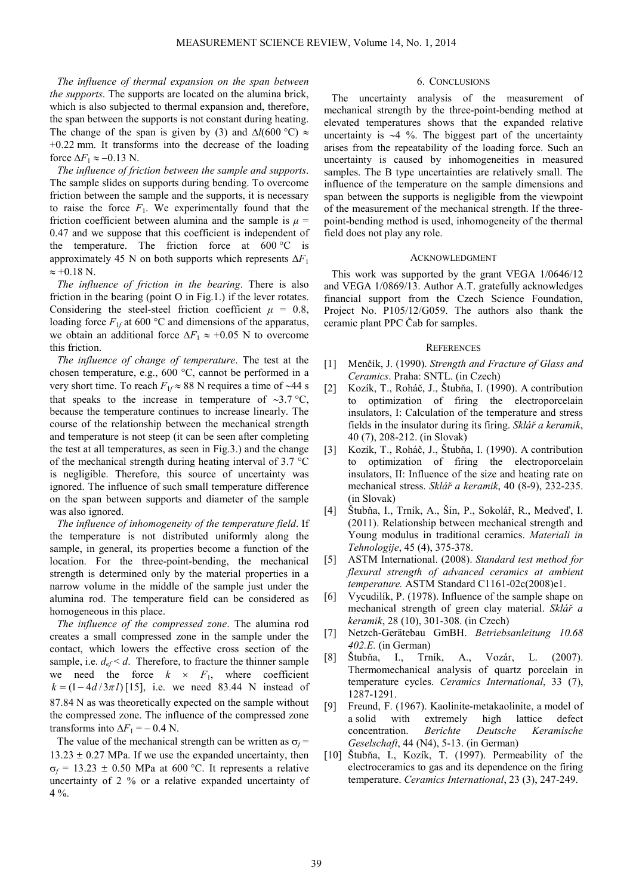*The influence of thermal expansion on the span between the supports*. The supports are located on the alumina brick, which is also subjected to thermal expansion and, therefore, the span between the supports is not constant during heating. The change of the span is given by (3) and $\Delta l(600\ °\text{C}) \approx +0.22$ mm. It transforms into the decrease of the loading force $\Delta F_1 \approx -0.13$ N.

*The influence of friction between the sample and supports*. The sample slides on supports during bending. To overcome friction between the sample and the supports, it is necessary to raise the force $F_1$. We experimentally found that the friction coefficient between alumina and the sample is $\mu = 0.47$ and we suppose that this coefficient is independent of the temperature. The friction force at 600 °C is approximately 45 N on both supports which represents $\Delta F_1 \approx +0.18$ N.

*The influence of friction in the bearing*. There is also friction in the bearing (point O in Fig.1.) if the lever rotates. Considering the steel-steel friction coefficient $\mu = 0.8$, loading force $F_{1f}$ at 600 °C and dimensions of the apparatus, we obtain an additional force $\Delta F_1 \approx +0.05$ N to overcome this friction.

*The influence of change of temperature*. The test at the chosen temperature, e.g., 600 °C, cannot be performed in a very short time. To reach $F_{1f} \approx 88$ N requires a time of ~44 s that speaks to the increase in temperature of ~3.7 °C, because the temperature continues to increase linearly. The course of the relationship between the mechanical strength and temperature is not steep (it can be seen after completing the test at all temperatures, as seen in Fig.3.) and the change of the mechanical strength during heating interval of 3.7 °C is negligible. Therefore, this source of uncertainty was ignored. The influence of such small temperature difference on the span between supports and diameter of the sample was also ignored.

*The influence of inhomogeneity of the temperature field*. If the temperature is not distributed uniformly along the sample, in general, its properties become a function of the location. For the three-point-bending, the mechanical strength is determined only by the material properties in a narrow volume in the middle of the sample just under the alumina rod. The temperature field can be considered as homogeneous in this place.

*The influence of the compressed zone*. The alumina rod creates a small compressed zone in the sample under the contact, which lowers the effective cross section of the sample, i.e. $d_{ef} < d$. Therefore, to fracture the thinner sample we need the force $k \times F_1$, where coefficient $k = (1 - 4d/3\pi l)$ [15], i.e. we need 83.44 N instead of 87.84 N as was theoretically expected on the sample without the compressed zone. The influence of the compressed zone transforms into $\Delta F_1 = -0.4$ N.

The value of the mechanical strength can be written as $\sigma_f = 13.23 \pm 0.27$ MPa. If we use the expanded uncertainty, then $\sigma_f = 13.23 \pm 0.50$ MPa at 600 °C. It represents a relative uncertainty of 2 % or a relative expanded uncertainty of 4 %.

## 6. Conclusions

The uncertainty analysis of the measurement of mechanical strength by the three-point-bending method at elevated temperatures shows that the expanded relative uncertainty is ~4 %. The biggest part of the uncertainty arises from the repeatability of the loading force. Such an uncertainty is caused by inhomogeneities in measured samples. The B type uncertainties are relatively small. The influence of the temperature on the sample dimensions and span between the supports is negligible from the viewpoint of the measurement of the mechanical strength. If the three-point-bending method is used, inhomogeneity of the thermal field does not play any role.

## Acknowledgment

This work was supported by the grant VEGA 1/0646/12 and VEGA 1/0869/13. Author A.T. gratefully acknowledges financial support from the Czech Science Foundation, Project No. P105/12/G059. The authors also thank the ceramic plant PPC Čab for samples.

## References

[1] Menčík, J. (1990). *Strength and Fracture of Glass and Ceramics*. Praha: SNTL. (in Czech)

[2] Kozík, T., Roháč, J., Štubňa, I. (1990). A contribution to optimization of firing the electroporcelain insulators, I: Calculation of the temperature and stress fields in the insulator during its firing. *Sklář a keramik*, 40 (7), 208-212. (in Slovak)

[3] Kozík, T., Roháč, J., Štubňa, I. (1990). A contribution to optimization of firing the electroporcelain insulators, II: Influence of the size and heating rate on mechanical stress. *Sklář a keramik*, 40 (8-9), 232-235. (in Slovak)

[4] Štubňa, I., Trník, A., Šín, P., Sokolář, R., Medveď, I. (2011). Relationship between mechanical strength and Young modulus in traditional ceramics. *Materiali in Tehnologije*, 45 (4), 375-378.

[5] ASTM International. (2008). *Standard test method for flexural strength of advanced ceramics at ambient temperature.* ASTM Standard C1161-02c(2008)e1.

[6] Vycudilík, P. (1978). Influence of the sample shape on mechanical strength of green clay material. *Sklář a keramik*, 28 (10), 301-308. (in Czech)

[7] Netzch-Gerätebau GmbH. *Betriebsanleitung 10.68 402.E.* (in German)

[8] Štubňa, I., Trník, A., Vozár, L. (2007). Thermomechanical analysis of quartz porcelain in temperature cycles. *Ceramics International*, 33 (7), 1287-1291.

[9] Freund, F. (1967). Kaolinite-metakaolinite, a model of a solid with extremely high lattice defect concentration. *Berichte Deutsche Keramische Geselschaft*, 44 (N4), 5-13. (in German)

[10] Štubňa, I., Kozík, T. (1997). Permeability of the electroceramics to gas and its dependence on the firing temperature. *Ceramics International*, 23 (3), 247-249.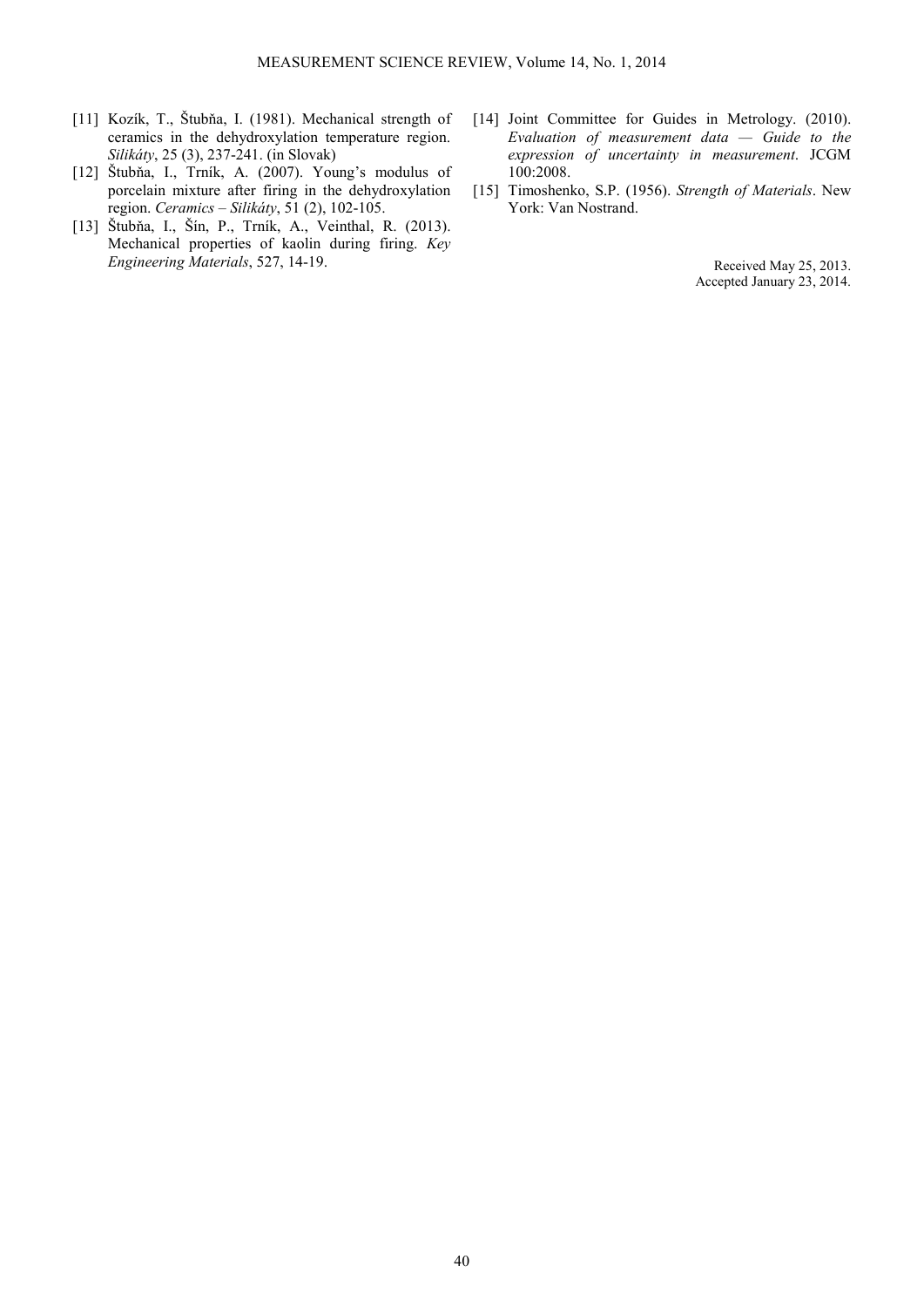[11] Kozík, T., Štubňa, I. (1981). Mechanical strength of ceramics in the dehydroxylation temperature region. *Silikáty*, 25 (3), 237-241. (in Slovak)

[12] Štubňa, I., Trník, A. (2007). Young's modulus of porcelain mixture after firing in the dehydroxylation region. *Ceramics – Silikáty*, 51 (2), 102-105.

[13] Štubňa, I., Šín, P., Trník, A., Veinthal, R. (2013). Mechanical properties of kaolin during firing. *Key Engineering Materials*, 527, 14-19.

[14] Joint Committee for Guides in Metrology. (2010). *Evaluation of measurement data — Guide to the expression of uncertainty in measurement*. JCGM 100:2008.

[15] Timoshenko, S.P. (1956). *Strength of Materials*. New York: Van Nostrand.

Received May 25, 2013.
Accepted January 23, 2014.